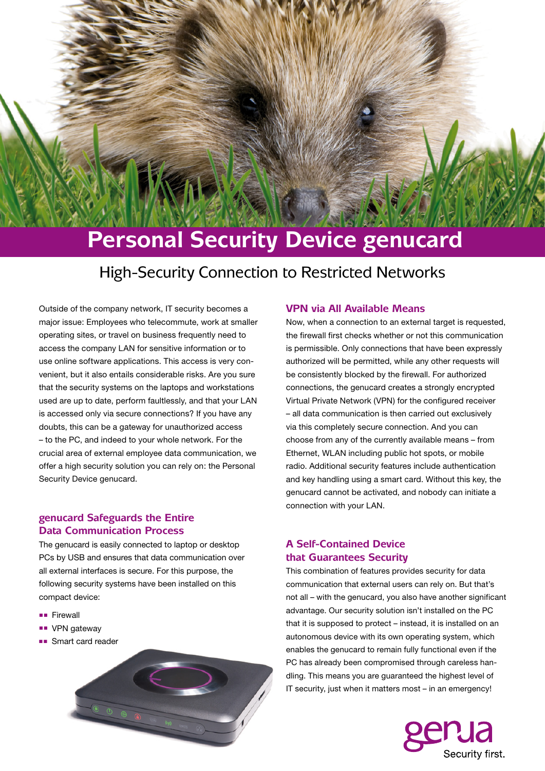# Personal Security Device genucard

## High-Security Connection to Restricted Networks

Outside of the company network, IT security becomes a major issue: Employees who telecommute, work at smaller operating sites, or travel on business frequently need to access the company LAN for sensitive information or to use online software applications. This access is very convenient, but it also entails considerable risks. Are you sure that the security systems on the laptops and workstations used are up to date, perform faultlessly, and that your LAN is accessed only via secure connections? If you have any doubts, this can be a gateway for unauthorized access – to the PC, and indeed to your whole network. For the crucial area of external employee data communication, we offer a high security solution you can rely on: the Personal Security Device genucard.

### genucard Safeguards the Entire Data Communication Process

The genucard is easily connected to laptop or desktop PCs by USB and ensures that data communication over all external interfaces is secure. For this purpose, the following security systems have been installed on this compact device:

- Firewall
- VPN gateway
- Smart card reader

### VPN via All Available Means

Now, when a connection to an external target is requested, the firewall first checks whether or not this communication is permissible. Only connections that have been expressly authorized will be permitted, while any other requests will be consistently blocked by the firewall. For authorized connections, the genucard creates a strongly encrypted Virtual Private Network (VPN) for the configured receiver – all data communication is then carried out exclusively via this completely secure connection. And you can choose from any of the currently available means – from Ethernet, WLAN including public hot spots, or mobile radio. Additional security features include authentication and key handling using a smart card. Without this key, the genucard cannot be activated, and nobody can initiate a connection with your LAN.

### A Self-Contained Device that Guarantees Security

This combination of features provides security for data communication that external users can rely on. But that's not all – with the genucard, you also have another significant advantage. Our security solution isn't installed on the PC that it is supposed to protect – instead, it is installed on an autonomous device with its own operating system, which enables the genucard to remain fully functional even if the PC has already been compromised through careless handling. This means you are guaranteed the highest level of IT security, just when it matters most – in an emergency!

genua
Security first.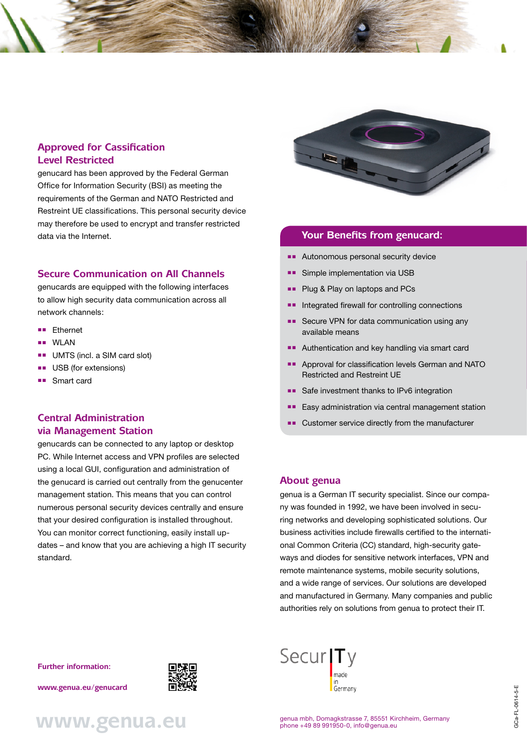## Approved for Cassification Level Restricted

genucard has been approved by the Federal German Office for Information Security (BSI) as meeting the requirements of the German and NATO Restricted and Restreint UE classifications. This personal security device may therefore be used to encrypt and transfer restricted data via the Internet.

## Secure Communication on All Channels

genucards are equipped with the following interfaces to allow high security data communication across all network channels:

- Ethernet
- WLAN
- UMTS (incl. a SIM card slot)
- USB (for extensions)
- Smart card

## Central Administration via Management Station

genucards can be connected to any laptop or desktop PC. While Internet access and VPN profiles are selected using a local GUI, configuration and administration of the genucard is carried out centrally from the genucenter management station. This means that you can control numerous personal security devices centrally and ensure that your desired configuration is installed throughout. You can monitor correct functioning, easily install updates – and know that you are achieving a high IT security standard.

## Your Benefits from genucard:

- Autonomous personal security device
- Simple implementation via USB
- Plug & Play on laptops and PCs
- Integrated firewall for controlling connections
- Secure VPN for data communication using any available means
- Authentication and key handling via smart card
- Approval for classification levels German and NATO Restricted and Restreint UE
- Safe investment thanks to IPv6 integration
- Easy administration via central management station
- Customer service directly from the manufacturer

## About genua

genua is a German IT security specialist. Since our company was founded in 1992, we have been involved in securing networks and developing sophisticated solutions. Our business activities include firewalls certified to the international Common Criteria (CC) standard, high-security gateways and diodes for sensitive network interfaces, VPN and remote maintenance systems, mobile security solutions, and a wide range of services. Our solutions are developed and manufactured in Germany. Many companies and public authorities rely on solutions from genua to protect their IT.

**Further information:**

**www.genua.eu/genucard**

SecurITy made in Germany

www.genua.eu

genua mbh, Domagkstrasse 7, 85551 Kirchheim, Germany
phone +49 89 991950-0, info@genua.eu

GCa-FL-0614-5-E